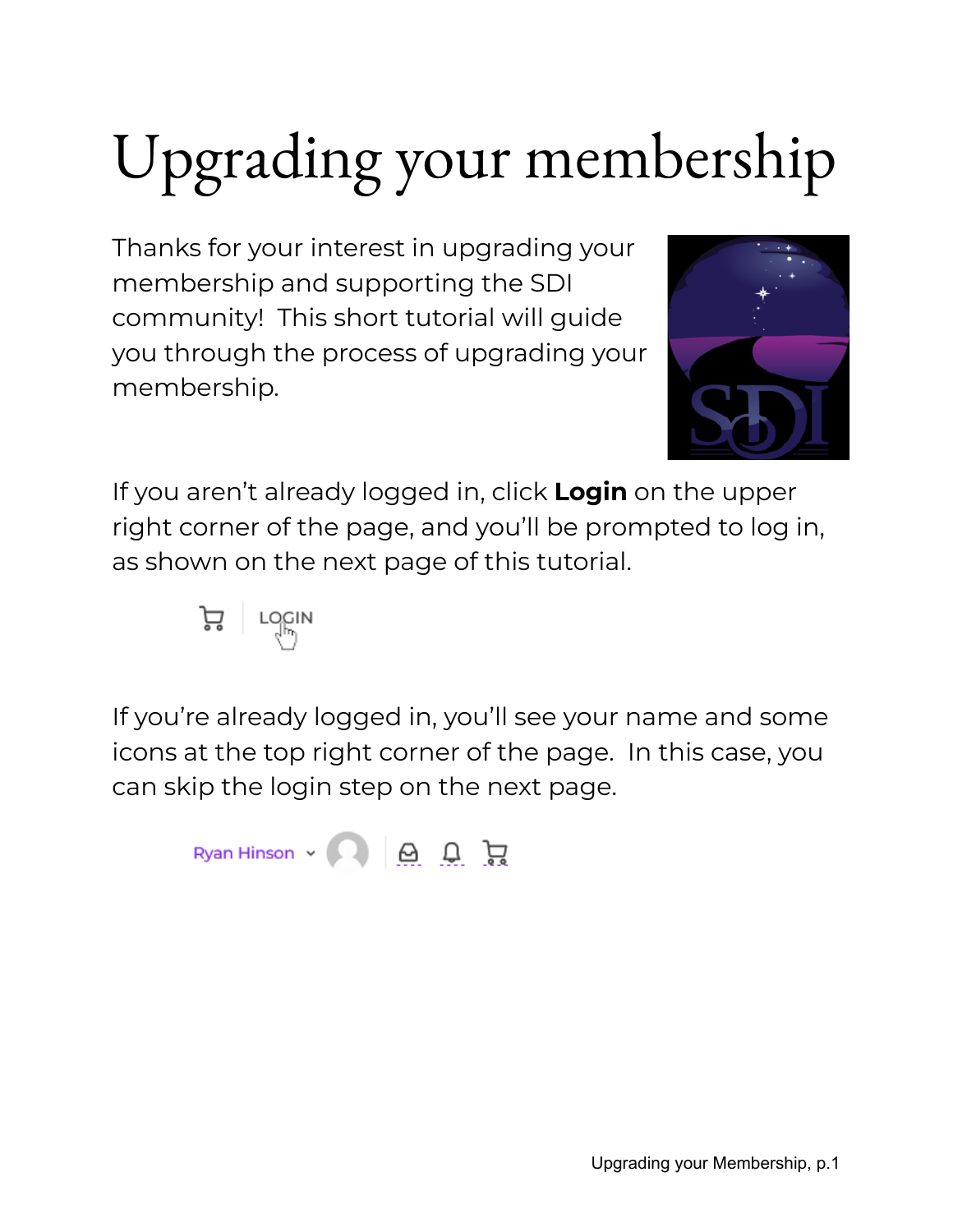# Upgrading your membership

Thanks for your interest in upgrading your membership and supporting the SDI community! This short tutorial will guide you through the process of upgrading your membership.

If you aren't already logged in, click **Login** on the upper right corner of the page, and you'll be prompted to log in, as shown on the next page of this tutorial.

If you're already logged in, you'll see your name and some icons at the top right corner of the page. In this case, you can skip the login step on the next page.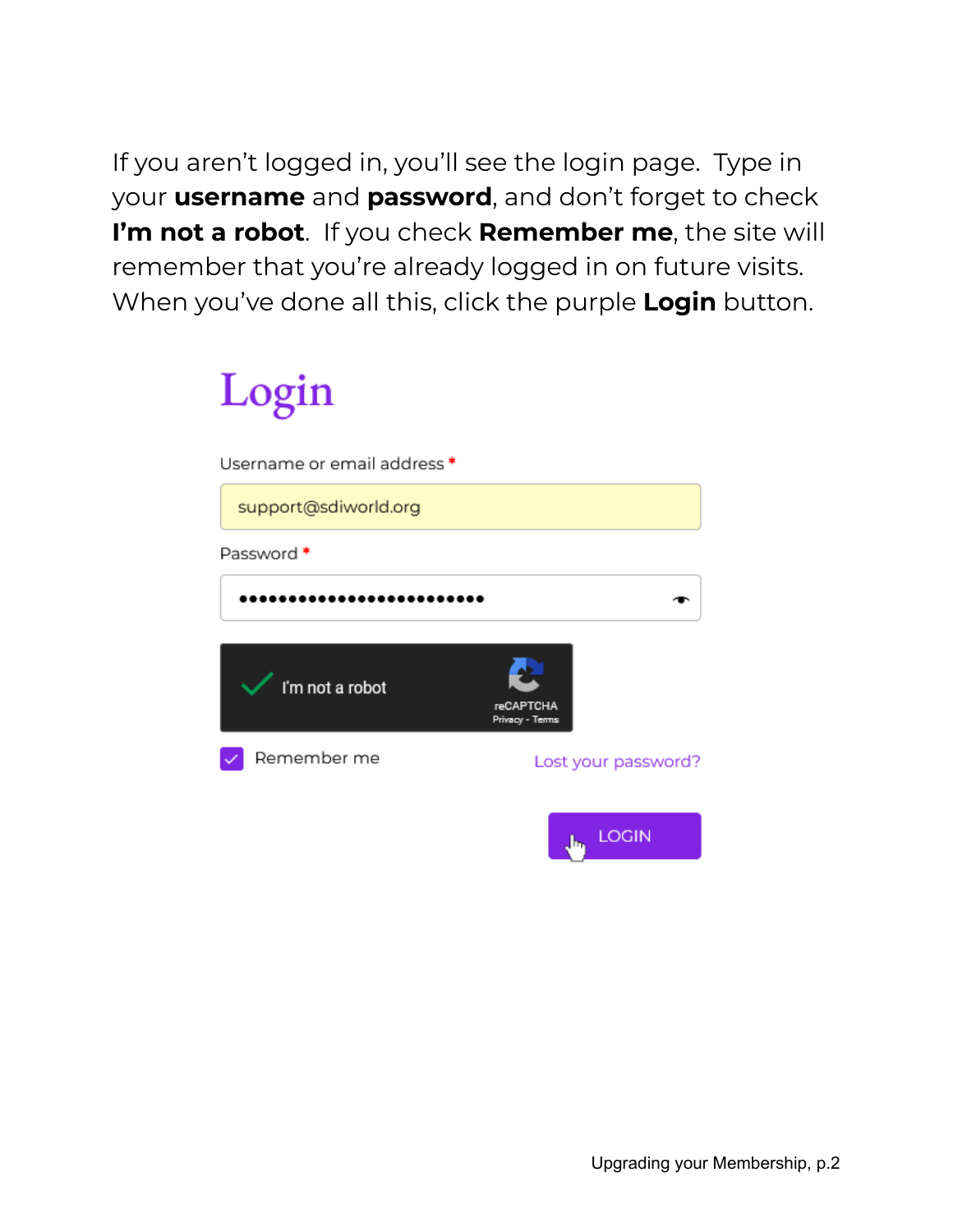If you aren't logged in, you'll see the login page. Type in your **username** and **password**, and don't forget to check **I'm not a robot**. If you check **Remember me**, the site will remember that you're already logged in on future visits. When you've done all this, click the purple **Login** button.

# Login

Username or email address *

support@sdiworld.org

Password *

•••••••••••••••••••••••••

I'm not a robot

reCAPTCHA
Privacy - Terms

Remember me

Lost your password?

LOGIN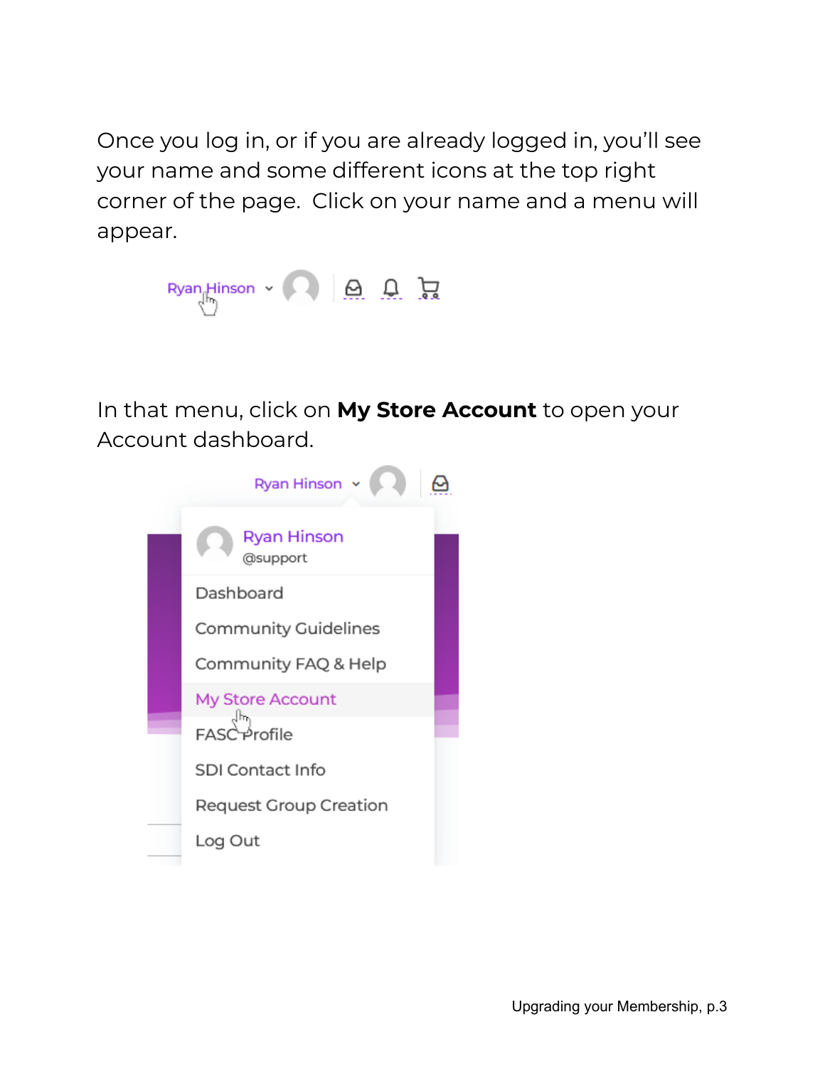Once you log in, or if you are already logged in, you'll see your name and some different icons at the top right corner of the page. Click on your name and a menu will appear.

In that menu, click on **My Store Account** to open your Account dashboard.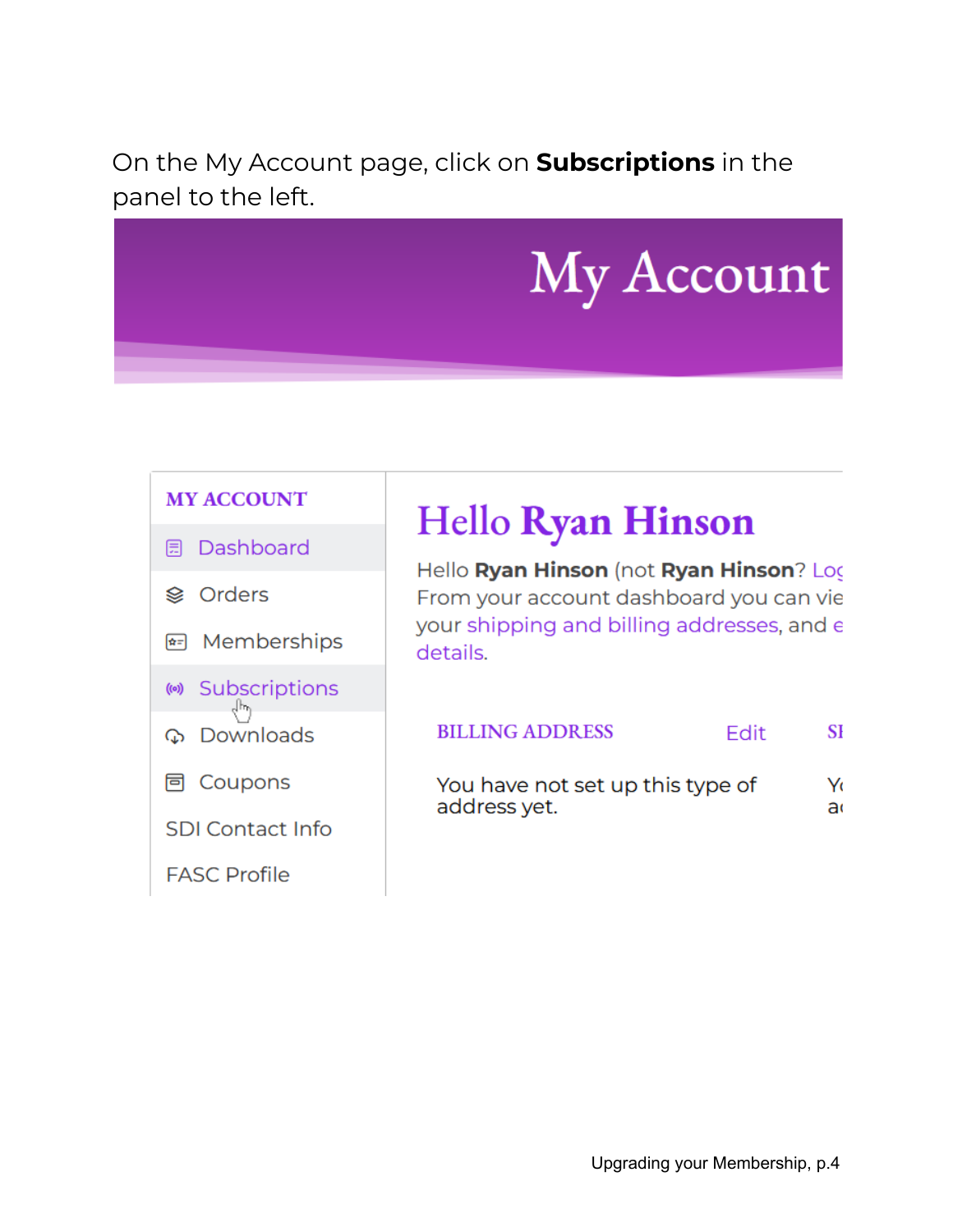On the My Account page, click on **Subscriptions** in the panel to the left.

My Account

MY ACCOUNT

- Dashboard
- Orders
- Memberships
- Subscriptions
- Downloads
- Coupons
- SDI Contact Info
- FASC Profile

# Hello Ryan Hinson

Hello **Ryan Hinson** (not **Ryan Hinson**? Log
From your account dashboard you can vie
your shipping and billing addresses, and e
details.

BILLING ADDRESS Edit

You have not set up this type of address yet.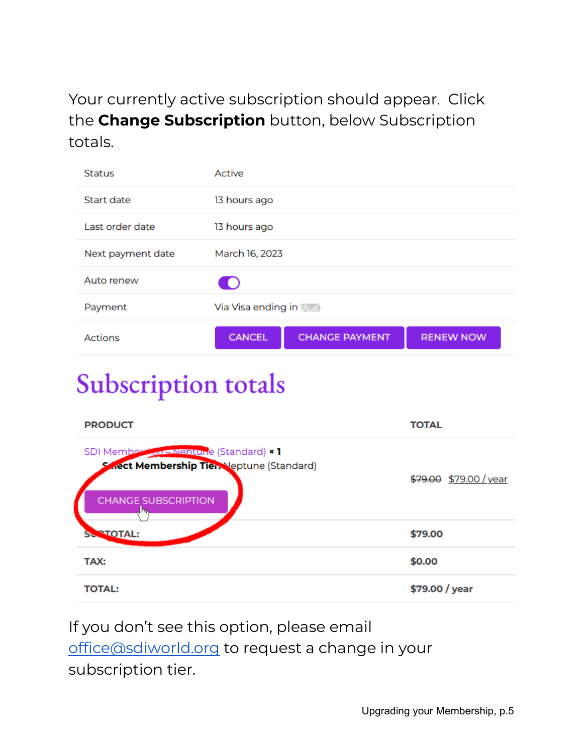Your currently active subscription should appear. Click the **Change Subscription** button, below Subscription totals.

| Status | Active |
|---|---|
| Start date | 13 hours ago |
| Last order date | 13 hours ago |
| Next payment date | March 16, 2023 |
| Auto renew | |
| Payment | Via Visa ending in |
| Actions | CANCEL CHANGE PAYMENT RENEW NOW |

## Subscription totals

| PRODUCT | TOTAL |
|---|---|
| SDI Membership – Neptune (Standard) × 1<br>**Select Membership Tier:** Neptune (Standard)<br>CHANGE SUBSCRIPTION | ~~$79.00~~ $79.00 / year |
| **SUBTOTAL:** | **$79.00** |
| **TAX:** | **$0.00** |
| **TOTAL:** | **$79.00 / year** |

If you don't see this option, please email office@sdiworld.org to request a change in your subscription tier.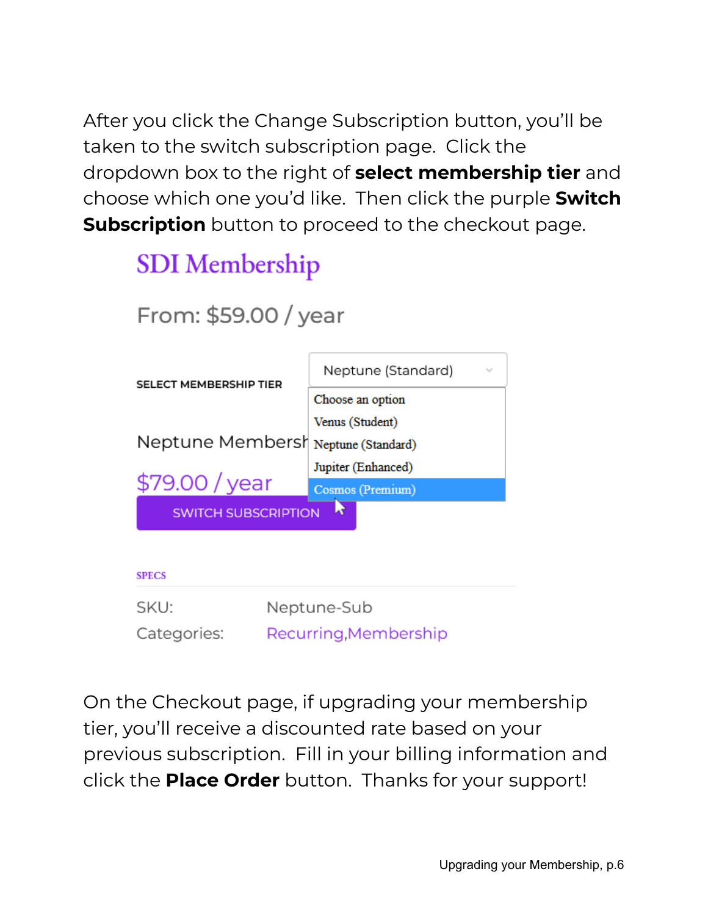After you click the Change Subscription button, you'll be taken to the switch subscription page. Click the dropdown box to the right of **select membership tier** and choose which one you'd like. Then click the purple **Switch Subscription** button to proceed to the checkout page.

SDI Membership

From: $59.00 / year

SELECT MEMBERSHIP TIER

Neptune (Standard)

- Choose an option
- Venus (Student)
- Neptune (Standard)
- Jupiter (Enhanced)
- Cosmos (Premium)

Neptune Membersh

$79.00 / year

SWITCH SUBSCRIPTION

SPECS

SKU: Neptune-Sub

Categories: Recurring,Membership

On the Checkout page, if upgrading your membership tier, you'll receive a discounted rate based on your previous subscription. Fill in your billing information and click the **Place Order** button. Thanks for your support!